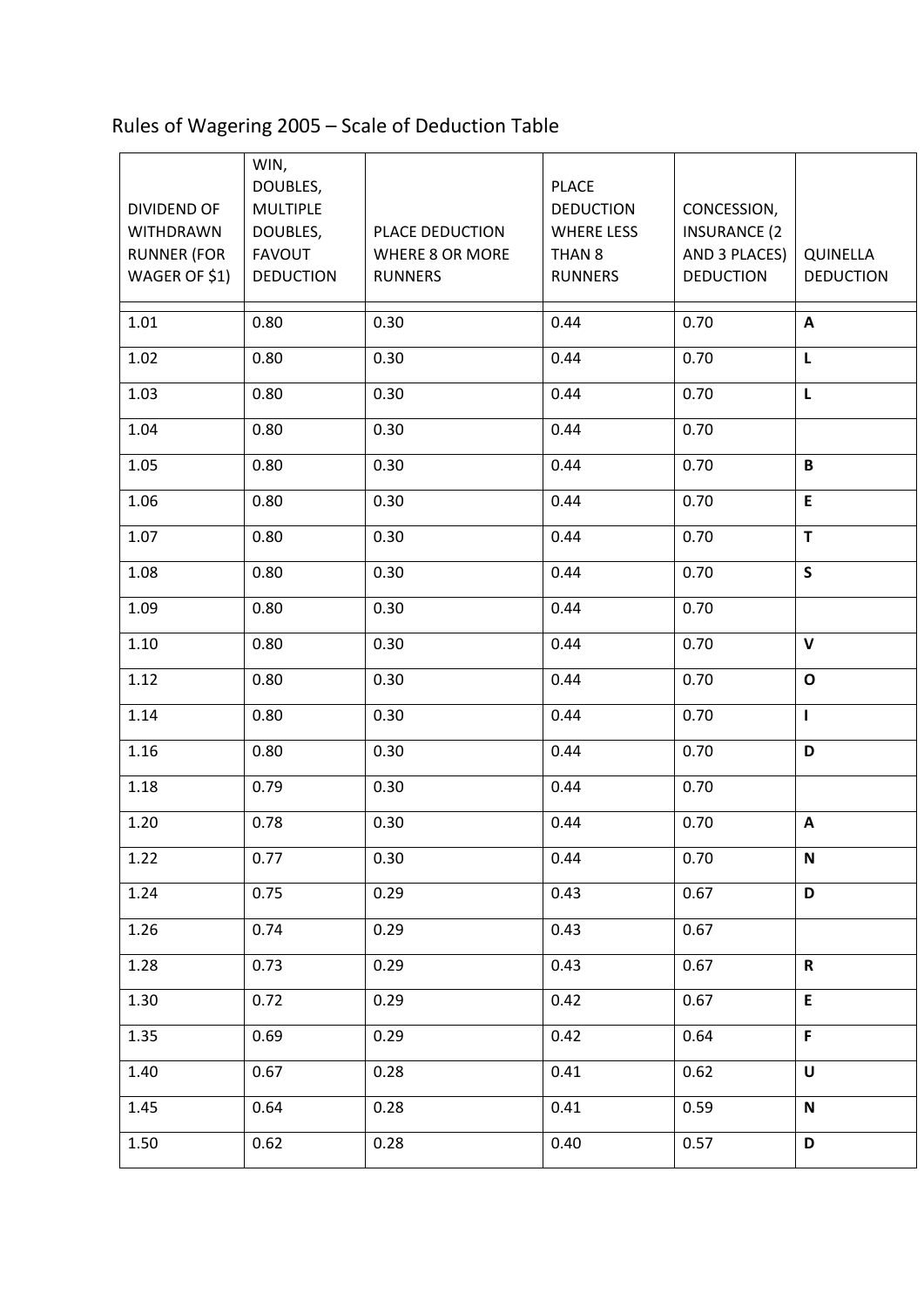# Rules of Wagering 2005 – Scale of Deduction Table

| DIVIDEND OF WITHDRAWN RUNNER (FOR WAGER OF $1) | WIN, DOUBLES, MULTIPLE DOUBLES, FAVOUT DEDUCTION | PLACE DEDUCTION WHERE 8 OR MORE RUNNERS | PLACE DEDUCTION WHERE LESS THAN 8 RUNNERS | CONCESSION, INSURANCE (2 AND 3 PLACES) DEDUCTION | QUINELLA DEDUCTION |
|---|---|---|---|---|---|
| 1.01 | 0.80 | 0.30 | 0.44 | 0.70 | **A** |
| 1.02 | 0.80 | 0.30 | 0.44 | 0.70 | **L** |
| 1.03 | 0.80 | 0.30 | 0.44 | 0.70 | **L** |
| 1.04 | 0.80 | 0.30 | 0.44 | 0.70 | |
| 1.05 | 0.80 | 0.30 | 0.44 | 0.70 | **B** |
| 1.06 | 0.80 | 0.30 | 0.44 | 0.70 | **E** |
| 1.07 | 0.80 | 0.30 | 0.44 | 0.70 | **T** |
| 1.08 | 0.80 | 0.30 | 0.44 | 0.70 | **S** |
| 1.09 | 0.80 | 0.30 | 0.44 | 0.70 | |
| 1.10 | 0.80 | 0.30 | 0.44 | 0.70 | **V** |
| 1.12 | 0.80 | 0.30 | 0.44 | 0.70 | **O** |
| 1.14 | 0.80 | 0.30 | 0.44 | 0.70 | **I** |
| 1.16 | 0.80 | 0.30 | 0.44 | 0.70 | **D** |
| 1.18 | 0.79 | 0.30 | 0.44 | 0.70 | |
| 1.20 | 0.78 | 0.30 | 0.44 | 0.70 | **A** |
| 1.22 | 0.77 | 0.30 | 0.44 | 0.70 | **N** |
| 1.24 | 0.75 | 0.29 | 0.43 | 0.67 | **D** |
| 1.26 | 0.74 | 0.29 | 0.43 | 0.67 | |
| 1.28 | 0.73 | 0.29 | 0.43 | 0.67 | **R** |
| 1.30 | 0.72 | 0.29 | 0.42 | 0.67 | **E** |
| 1.35 | 0.69 | 0.29 | 0.42 | 0.64 | **F** |
| 1.40 | 0.67 | 0.28 | 0.41 | 0.62 | **U** |
| 1.45 | 0.64 | 0.28 | 0.41 | 0.59 | **N** |
| 1.50 | 0.62 | 0.28 | 0.40 | 0.57 | **D** |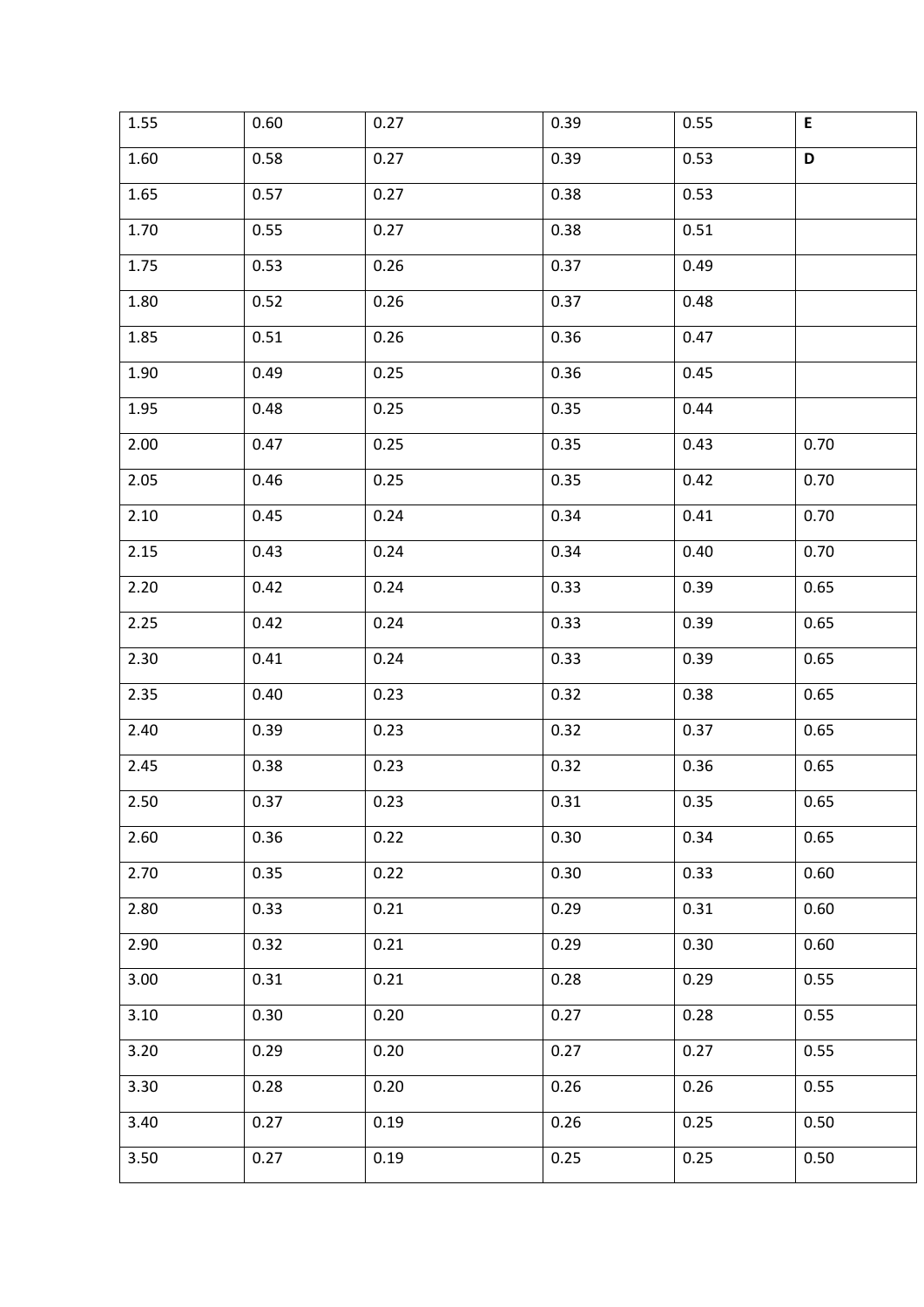| 1.55 | 0.60 | 0.27 | 0.39 | 0.55 | **E** |
|---|---|---|---|---|---|
| 1.60 | 0.58 | 0.27 | 0.39 | 0.53 | **D** |
| 1.65 | 0.57 | 0.27 | 0.38 | 0.53 | |
| 1.70 | 0.55 | 0.27 | 0.38 | 0.51 | |
| 1.75 | 0.53 | 0.26 | 0.37 | 0.49 | |
| 1.80 | 0.52 | 0.26 | 0.37 | 0.48 | |
| 1.85 | 0.51 | 0.26 | 0.36 | 0.47 | |
| 1.90 | 0.49 | 0.25 | 0.36 | 0.45 | |
| 1.95 | 0.48 | 0.25 | 0.35 | 0.44 | |
| 2.00 | 0.47 | 0.25 | 0.35 | 0.43 | 0.70 |
| 2.05 | 0.46 | 0.25 | 0.35 | 0.42 | 0.70 |
| 2.10 | 0.45 | 0.24 | 0.34 | 0.41 | 0.70 |
| 2.15 | 0.43 | 0.24 | 0.34 | 0.40 | 0.70 |
| 2.20 | 0.42 | 0.24 | 0.33 | 0.39 | 0.65 |
| 2.25 | 0.42 | 0.24 | 0.33 | 0.39 | 0.65 |
| 2.30 | 0.41 | 0.24 | 0.33 | 0.39 | 0.65 |
| 2.35 | 0.40 | 0.23 | 0.32 | 0.38 | 0.65 |
| 2.40 | 0.39 | 0.23 | 0.32 | 0.37 | 0.65 |
| 2.45 | 0.38 | 0.23 | 0.32 | 0.36 | 0.65 |
| 2.50 | 0.37 | 0.23 | 0.31 | 0.35 | 0.65 |
| 2.60 | 0.36 | 0.22 | 0.30 | 0.34 | 0.65 |
| 2.70 | 0.35 | 0.22 | 0.30 | 0.33 | 0.60 |
| 2.80 | 0.33 | 0.21 | 0.29 | 0.31 | 0.60 |
| 2.90 | 0.32 | 0.21 | 0.29 | 0.30 | 0.60 |
| 3.00 | 0.31 | 0.21 | 0.28 | 0.29 | 0.55 |
| 3.10 | 0.30 | 0.20 | 0.27 | 0.28 | 0.55 |
| 3.20 | 0.29 | 0.20 | 0.27 | 0.27 | 0.55 |
| 3.30 | 0.28 | 0.20 | 0.26 | 0.26 | 0.55 |
| 3.40 | 0.27 | 0.19 | 0.26 | 0.25 | 0.50 |
| 3.50 | 0.27 | 0.19 | 0.25 | 0.25 | 0.50 |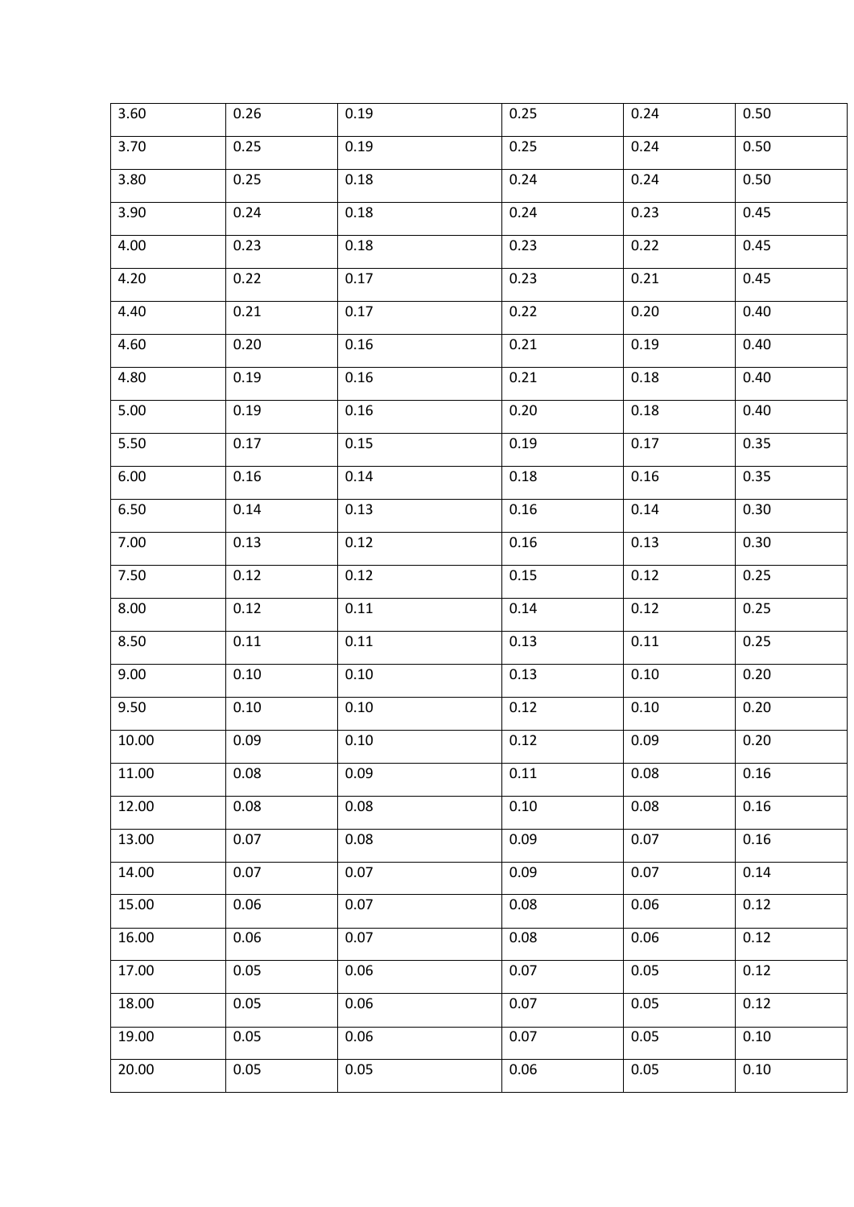| 3.60 | 0.26 | 0.19 | 0.25 | 0.24 | 0.50 |
|---|---|---|---|---|---|
| 3.70 | 0.25 | 0.19 | 0.25 | 0.24 | 0.50 |
| 3.80 | 0.25 | 0.18 | 0.24 | 0.24 | 0.50 |
| 3.90 | 0.24 | 0.18 | 0.24 | 0.23 | 0.45 |
| 4.00 | 0.23 | 0.18 | 0.23 | 0.22 | 0.45 |
| 4.20 | 0.22 | 0.17 | 0.23 | 0.21 | 0.45 |
| 4.40 | 0.21 | 0.17 | 0.22 | 0.20 | 0.40 |
| 4.60 | 0.20 | 0.16 | 0.21 | 0.19 | 0.40 |
| 4.80 | 0.19 | 0.16 | 0.21 | 0.18 | 0.40 |
| 5.00 | 0.19 | 0.16 | 0.20 | 0.18 | 0.40 |
| 5.50 | 0.17 | 0.15 | 0.19 | 0.17 | 0.35 |
| 6.00 | 0.16 | 0.14 | 0.18 | 0.16 | 0.35 |
| 6.50 | 0.14 | 0.13 | 0.16 | 0.14 | 0.30 |
| 7.00 | 0.13 | 0.12 | 0.16 | 0.13 | 0.30 |
| 7.50 | 0.12 | 0.12 | 0.15 | 0.12 | 0.25 |
| 8.00 | 0.12 | 0.11 | 0.14 | 0.12 | 0.25 |
| 8.50 | 0.11 | 0.11 | 0.13 | 0.11 | 0.25 |
| 9.00 | 0.10 | 0.10 | 0.13 | 0.10 | 0.20 |
| 9.50 | 0.10 | 0.10 | 0.12 | 0.10 | 0.20 |
| 10.00 | 0.09 | 0.10 | 0.12 | 0.09 | 0.20 |
| 11.00 | 0.08 | 0.09 | 0.11 | 0.08 | 0.16 |
| 12.00 | 0.08 | 0.08 | 0.10 | 0.08 | 0.16 |
| 13.00 | 0.07 | 0.08 | 0.09 | 0.07 | 0.16 |
| 14.00 | 0.07 | 0.07 | 0.09 | 0.07 | 0.14 |
| 15.00 | 0.06 | 0.07 | 0.08 | 0.06 | 0.12 |
| 16.00 | 0.06 | 0.07 | 0.08 | 0.06 | 0.12 |
| 17.00 | 0.05 | 0.06 | 0.07 | 0.05 | 0.12 |
| 18.00 | 0.05 | 0.06 | 0.07 | 0.05 | 0.12 |
| 19.00 | 0.05 | 0.06 | 0.07 | 0.05 | 0.10 |
| 20.00 | 0.05 | 0.05 | 0.06 | 0.05 | 0.10 |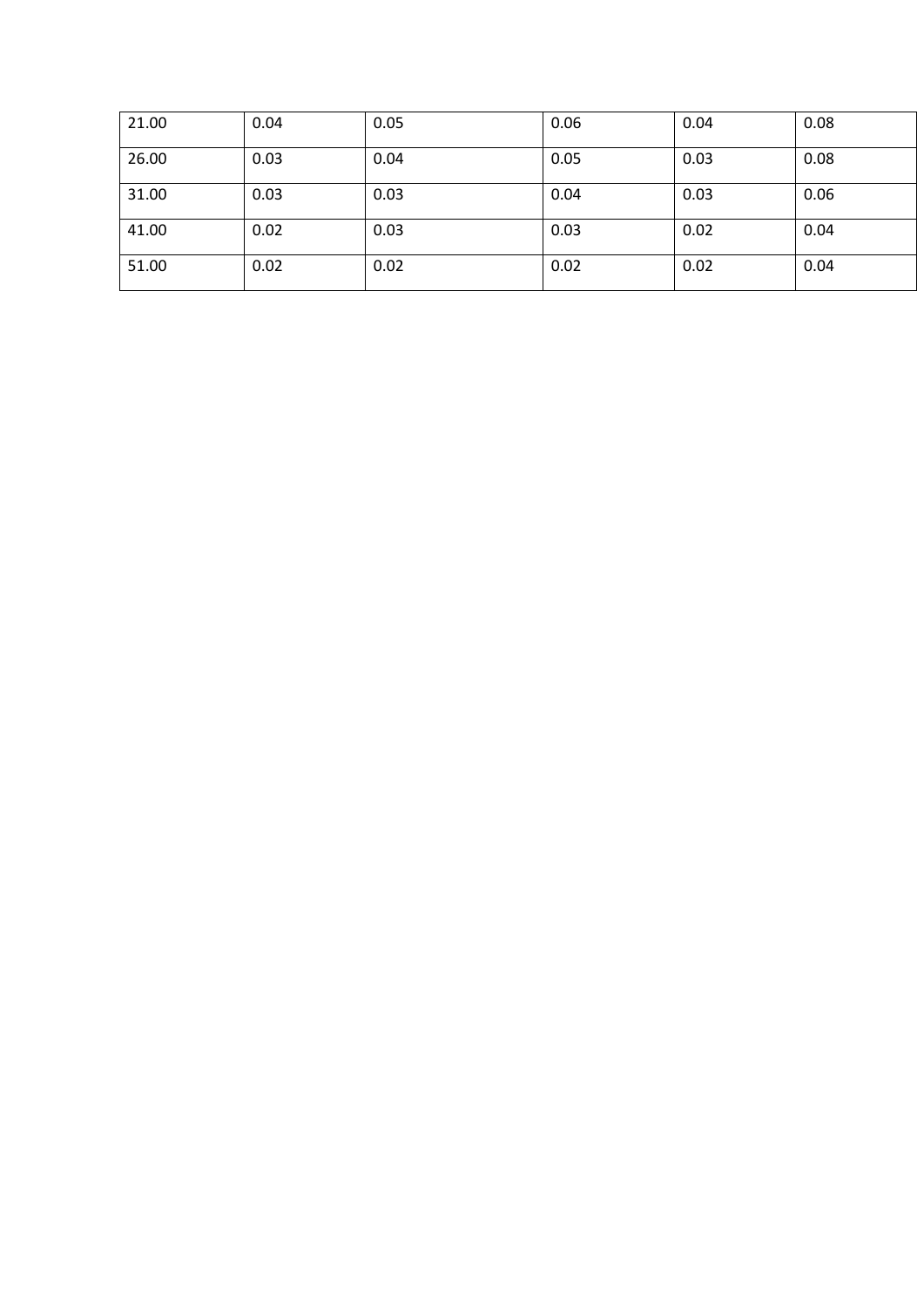| | | | | | |
|---|---|---|---|---|---|
| 21.00 | 0.04 | 0.05 | 0.06 | 0.04 | 0.08 |
| 26.00 | 0.03 | 0.04 | 0.05 | 0.03 | 0.08 |
| 31.00 | 0.03 | 0.03 | 0.04 | 0.03 | 0.06 |
| 41.00 | 0.02 | 0.03 | 0.03 | 0.02 | 0.04 |
| 51.00 | 0.02 | 0.02 | 0.02 | 0.02 | 0.04 |